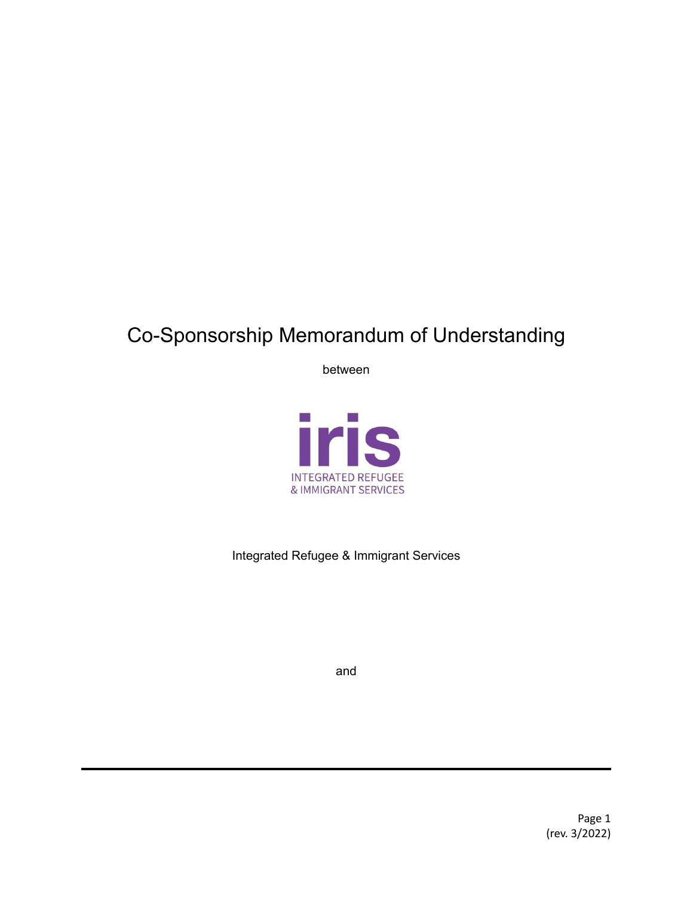# Co-Sponsorship Memorandum of Understanding

between

iris

INTEGRATED REFUGEE
& IMMIGRANT SERVICES

Integrated Refugee & Immigrant Services

and

(rev. 3/2022)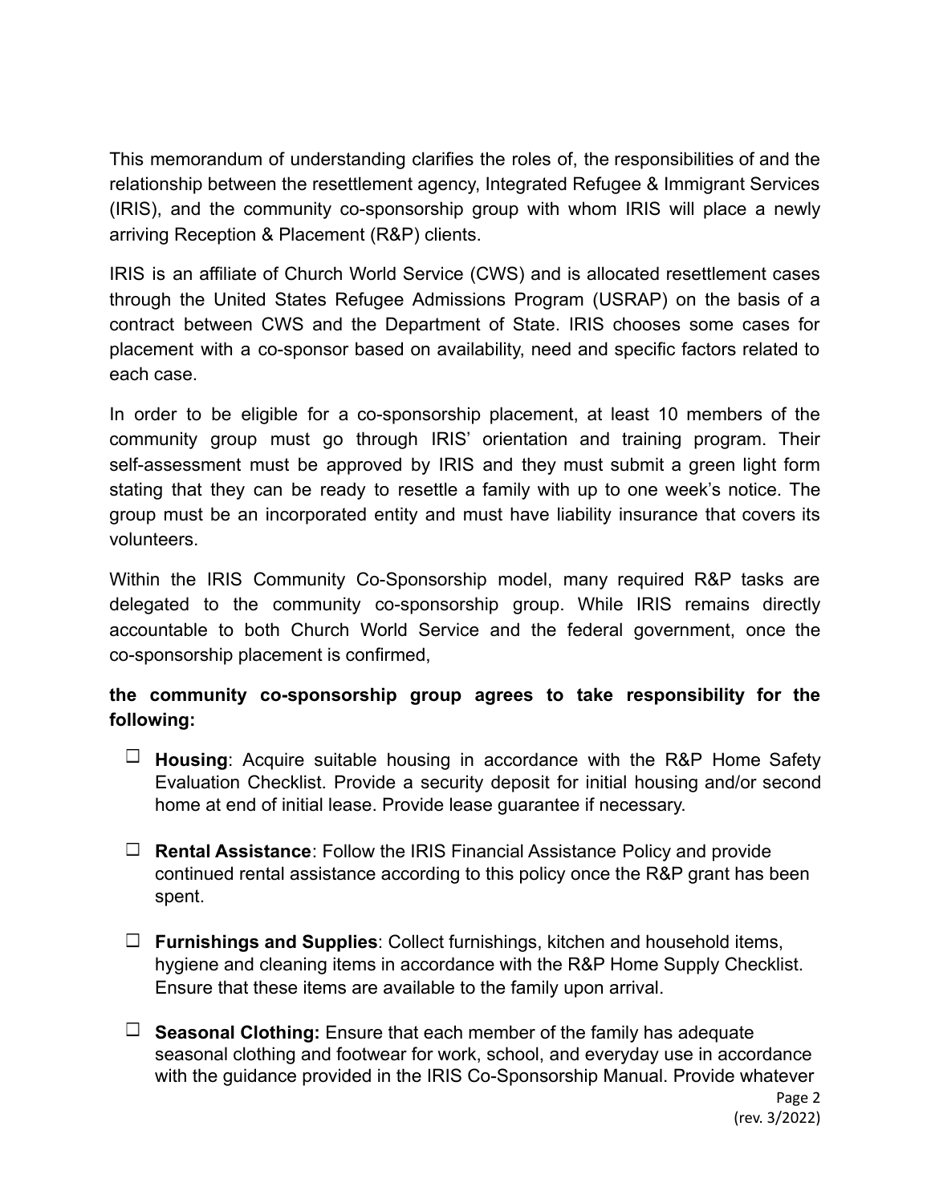This memorandum of understanding clarifies the roles of, the responsibilities of and the relationship between the resettlement agency, Integrated Refugee & Immigrant Services (IRIS), and the community co-sponsorship group with whom IRIS will place a newly arriving Reception & Placement (R&P) clients.

IRIS is an affiliate of Church World Service (CWS) and is allocated resettlement cases through the United States Refugee Admissions Program (USRAP) on the basis of a contract between CWS and the Department of State. IRIS chooses some cases for placement with a co-sponsor based on availability, need and specific factors related to each case.

In order to be eligible for a co-sponsorship placement, at least 10 members of the community group must go through IRIS' orientation and training program. Their self-assessment must be approved by IRIS and they must submit a green light form stating that they can be ready to resettle a family with up to one week's notice. The group must be an incorporated entity and must have liability insurance that covers its volunteers.

Within the IRIS Community Co-Sponsorship model, many required R&P tasks are delegated to the community co-sponsorship group. While IRIS remains directly accountable to both Church World Service and the federal government, once the co-sponsorship placement is confirmed,

**the community co-sponsorship group agrees to take responsibility for the following:**

- ☐ **Housing**: Acquire suitable housing in accordance with the R&P Home Safety Evaluation Checklist. Provide a security deposit for initial housing and/or second home at end of initial lease. Provide lease guarantee if necessary.

- ☐ **Rental Assistance**: Follow the IRIS Financial Assistance Policy and provide continued rental assistance according to this policy once the R&P grant has been spent.

- ☐ **Furnishings and Supplies**: Collect furnishings, kitchen and household items, hygiene and cleaning items in accordance with the R&P Home Supply Checklist. Ensure that these items are available to the family upon arrival.

- ☐ **Seasonal Clothing:** Ensure that each member of the family has adequate seasonal clothing and footwear for work, school, and everyday use in accordance with the guidance provided in the IRIS Co-Sponsorship Manual. Provide whatever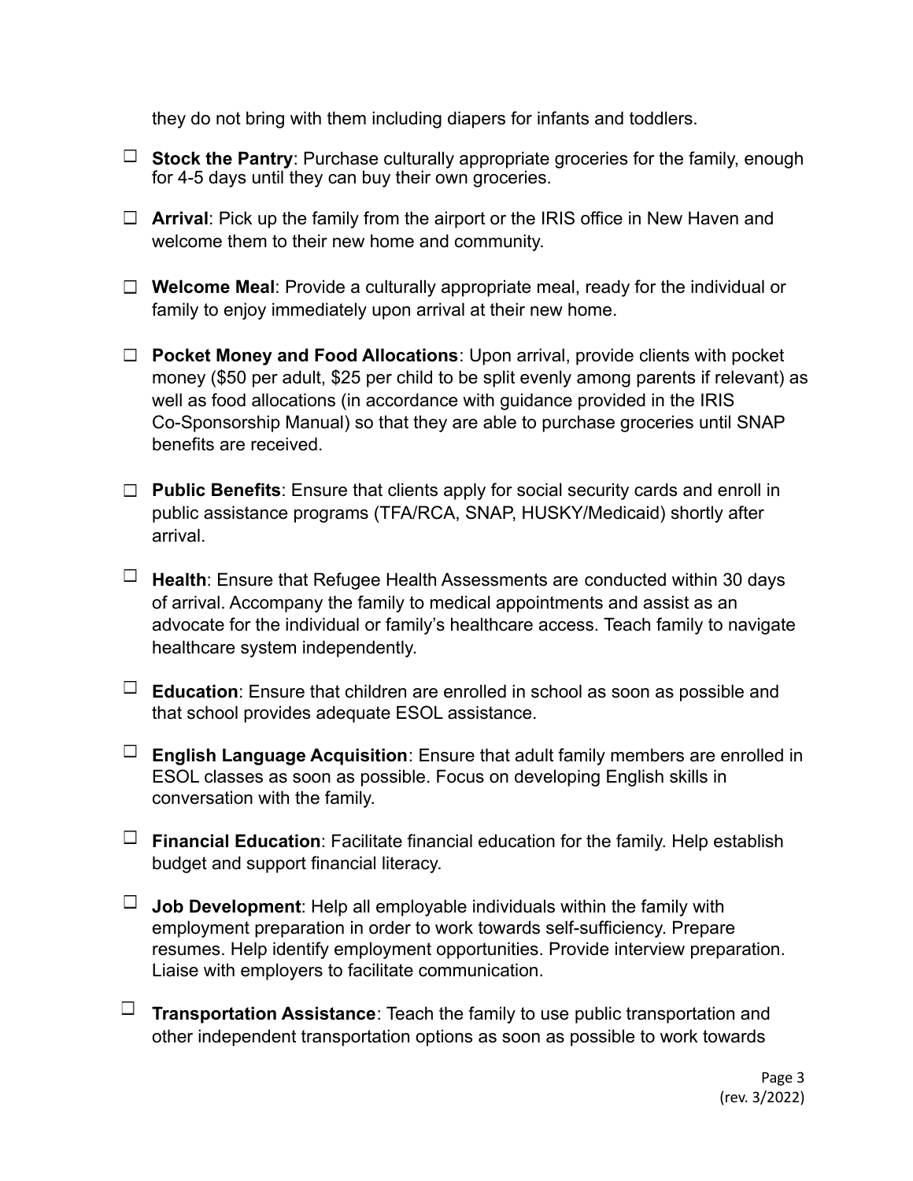they do not bring with them including diapers for infants and toddlers.

- ☐ **Stock the Pantry**: Purchase culturally appropriate groceries for the family, enough for 4-5 days until they can buy their own groceries.
- ☐ **Arrival**: Pick up the family from the airport or the IRIS office in New Haven and welcome them to their new home and community.
- ☐ **Welcome Meal**: Provide a culturally appropriate meal, ready for the individual or family to enjoy immediately upon arrival at their new home.
- ☐ **Pocket Money and Food Allocations**: Upon arrival, provide clients with pocket money ($50 per adult, $25 per child to be split evenly among parents if relevant) as well as food allocations (in accordance with guidance provided in the IRIS Co-Sponsorship Manual) so that they are able to purchase groceries until SNAP benefits are received.
- ☐ **Public Benefits**: Ensure that clients apply for social security cards and enroll in public assistance programs (TFA/RCA, SNAP, HUSKY/Medicaid) shortly after arrival.
- ☐ **Health**: Ensure that Refugee Health Assessments are conducted within 30 days of arrival. Accompany the family to medical appointments and assist as an advocate for the individual or family's healthcare access. Teach family to navigate healthcare system independently.
- ☐ **Education**: Ensure that children are enrolled in school as soon as possible and that school provides adequate ESOL assistance.
- ☐ **English Language Acquisition**: Ensure that adult family members are enrolled in ESOL classes as soon as possible. Focus on developing English skills in conversation with the family.
- ☐ **Financial Education**: Facilitate financial education for the family. Help establish budget and support financial literacy.
- ☐ **Job Development**: Help all employable individuals within the family with employment preparation in order to work towards self-sufficiency. Prepare resumes. Help identify employment opportunities. Provide interview preparation. Liaise with employers to facilitate communication.
- ☐ **Transportation Assistance**: Teach the family to use public transportation and other independent transportation options as soon as possible to work towards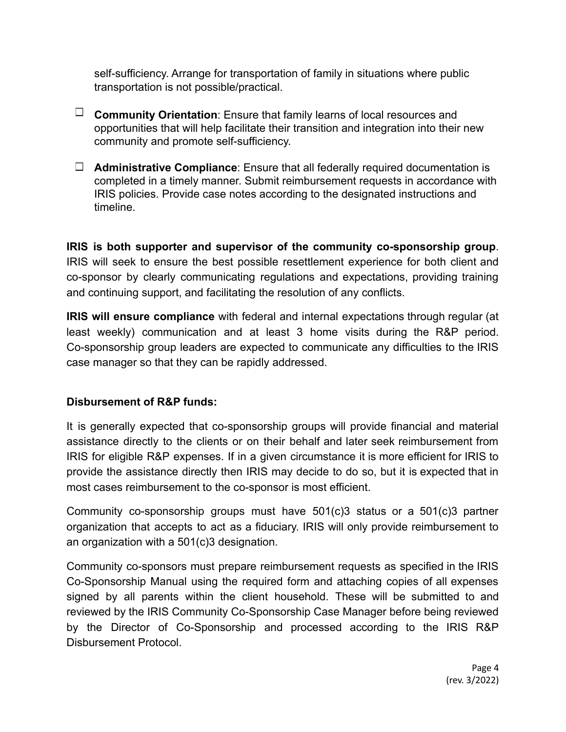self-sufficiency. Arrange for transportation of family in situations where public transportation is not possible/practical.

- ☐ **Community Orientation**: Ensure that family learns of local resources and opportunities that will help facilitate their transition and integration into their new community and promote self-sufficiency.

- ☐ **Administrative Compliance**: Ensure that all federally required documentation is completed in a timely manner. Submit reimbursement requests in accordance with IRIS policies. Provide case notes according to the designated instructions and timeline.

**IRIS is both supporter and supervisor of the community co-sponsorship group**. IRIS will seek to ensure the best possible resettlement experience for both client and co-sponsor by clearly communicating regulations and expectations, providing training and continuing support, and facilitating the resolution of any conflicts.

**IRIS will ensure compliance** with federal and internal expectations through regular (at least weekly) communication and at least 3 home visits during the R&P period. Co-sponsorship group leaders are expected to communicate any difficulties to the IRIS case manager so that they can be rapidly addressed.

**Disbursement of R&P funds:**

It is generally expected that co-sponsorship groups will provide financial and material assistance directly to the clients or on their behalf and later seek reimbursement from IRIS for eligible R&P expenses. If in a given circumstance it is more efficient for IRIS to provide the assistance directly then IRIS may decide to do so, but it is expected that in most cases reimbursement to the co-sponsor is most efficient.

Community co-sponsorship groups must have 501(c)3 status or a 501(c)3 partner organization that accepts to act as a fiduciary. IRIS will only provide reimbursement to an organization with a 501(c)3 designation.

Community co-sponsors must prepare reimbursement requests as specified in the IRIS Co-Sponsorship Manual using the required form and attaching copies of all expenses signed by all parents within the client household. These will be submitted to and reviewed by the IRIS Community Co-Sponsorship Case Manager before being reviewed by the Director of Co-Sponsorship and processed according to the IRIS R&P Disbursement Protocol.

(rev. 3/2022)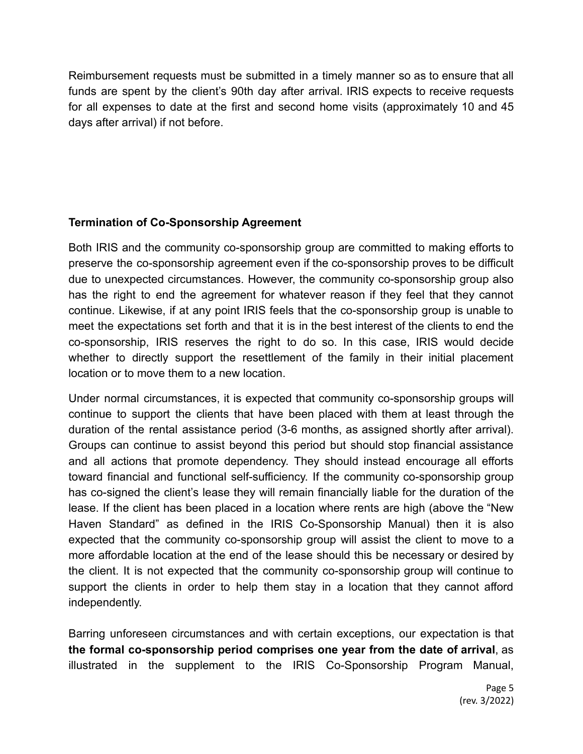Reimbursement requests must be submitted in a timely manner so as to ensure that all funds are spent by the client's 90th day after arrival. IRIS expects to receive requests for all expenses to date at the first and second home visits (approximately 10 and 45 days after arrival) if not before.

**Termination of Co-Sponsorship Agreement**

Both IRIS and the community co-sponsorship group are committed to making efforts to preserve the co-sponsorship agreement even if the co-sponsorship proves to be difficult due to unexpected circumstances. However, the community co-sponsorship group also has the right to end the agreement for whatever reason if they feel that they cannot continue. Likewise, if at any point IRIS feels that the co-sponsorship group is unable to meet the expectations set forth and that it is in the best interest of the clients to end the co-sponsorship, IRIS reserves the right to do so. In this case, IRIS would decide whether to directly support the resettlement of the family in their initial placement location or to move them to a new location.

Under normal circumstances, it is expected that community co-sponsorship groups will continue to support the clients that have been placed with them at least through the duration of the rental assistance period (3-6 months, as assigned shortly after arrival). Groups can continue to assist beyond this period but should stop financial assistance and all actions that promote dependency. They should instead encourage all efforts toward financial and functional self-sufficiency. If the community co-sponsorship group has co-signed the client's lease they will remain financially liable for the duration of the lease. If the client has been placed in a location where rents are high (above the "New Haven Standard" as defined in the IRIS Co-Sponsorship Manual) then it is also expected that the community co-sponsorship group will assist the client to move to a more affordable location at the end of the lease should this be necessary or desired by the client. It is not expected that the community co-sponsorship group will continue to support the clients in order to help them stay in a location that they cannot afford independently.

Barring unforeseen circumstances and with certain exceptions, our expectation is that **the formal co-sponsorship period comprises one year from the date of arrival**, as illustrated in the supplement to the IRIS Co-Sponsorship Program Manual,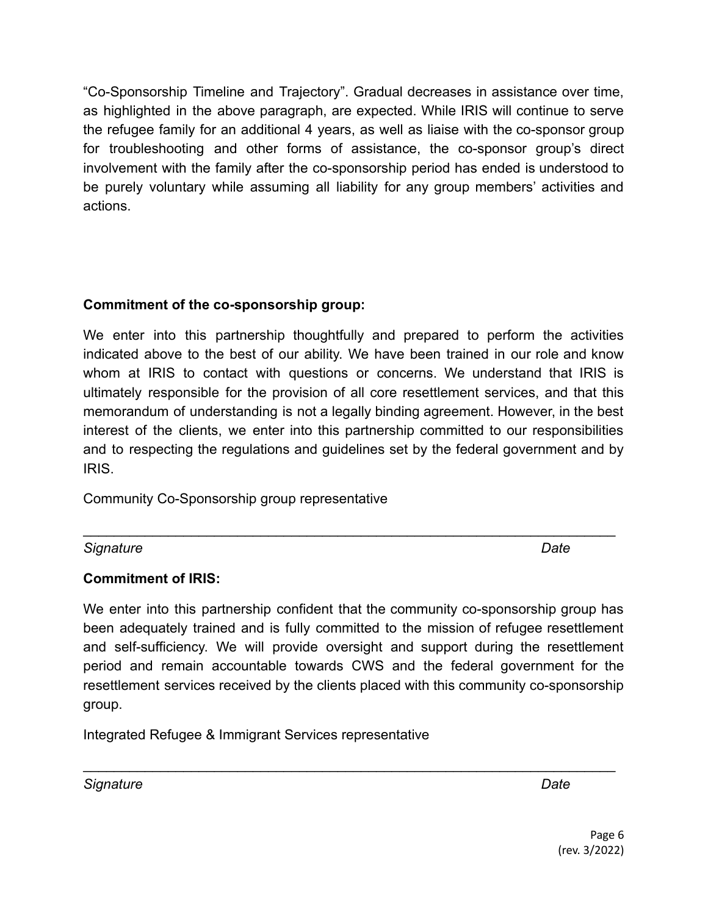"Co-Sponsorship Timeline and Trajectory". Gradual decreases in assistance over time, as highlighted in the above paragraph, are expected. While IRIS will continue to serve the refugee family for an additional 4 years, as well as liaise with the co-sponsor group for troubleshooting and other forms of assistance, the co-sponsor group's direct involvement with the family after the co-sponsorship period has ended is understood to be purely voluntary while assuming all liability for any group members' activities and actions.

**Commitment of the co-sponsorship group:**

We enter into this partnership thoughtfully and prepared to perform the activities indicated above to the best of our ability. We have been trained in our role and know whom at IRIS to contact with questions or concerns. We understand that IRIS is ultimately responsible for the provision of all core resettlement services, and that this memorandum of understanding is not a legally binding agreement. However, in the best interest of the clients, we enter into this partnership committed to our responsibilities and to respecting the regulations and guidelines set by the federal government and by IRIS.

Community Co-Sponsorship group representative

_______________________________________________________________

*Signature* *Date*

**Commitment of IRIS:**

We enter into this partnership confident that the community co-sponsorship group has been adequately trained and is fully committed to the mission of refugee resettlement and self-sufficiency. We will provide oversight and support during the resettlement period and remain accountable towards CWS and the federal government for the resettlement services received by the clients placed with this community co-sponsorship group.

Integrated Refugee & Immigrant Services representative

_______________________________________________________________

*Signature* *Date*

(rev. 3/2022)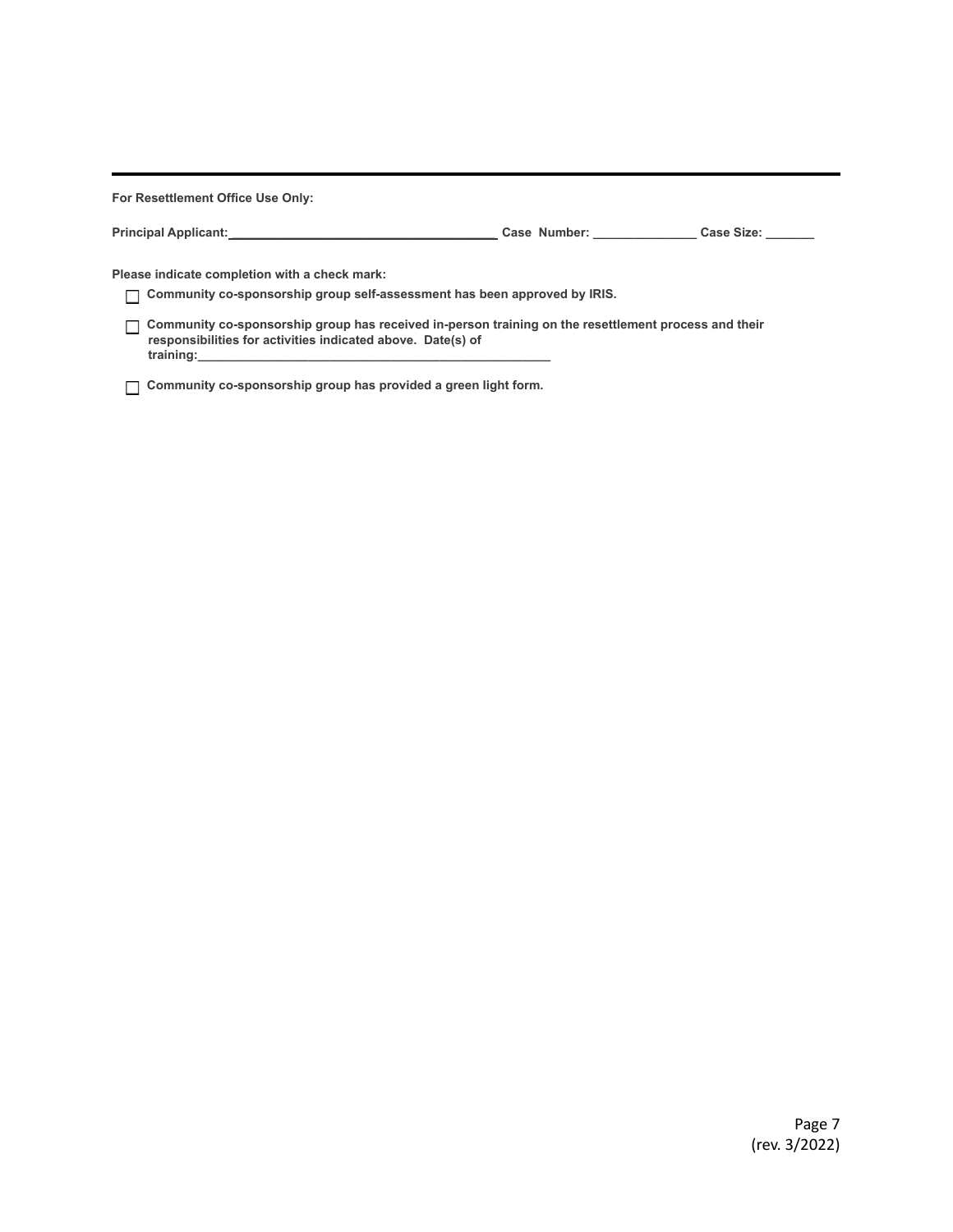---

**For Resettlement Office Use Only:**

**Principal Applicant:**_______________________________________ **Case Number:** _______________ **Case Size:** _______

**Please indicate completion with a check mark:**

- ☐ **Community co-sponsorship group self-assessment has been approved by IRIS.**
- ☐ **Community co-sponsorship group has received in-person training on the resettlement process and their responsibilities for activities indicated above. Date(s) of training:**_____________________________________________________
- ☐ **Community co-sponsorship group has provided a green light form.**

(rev. 3/2022)